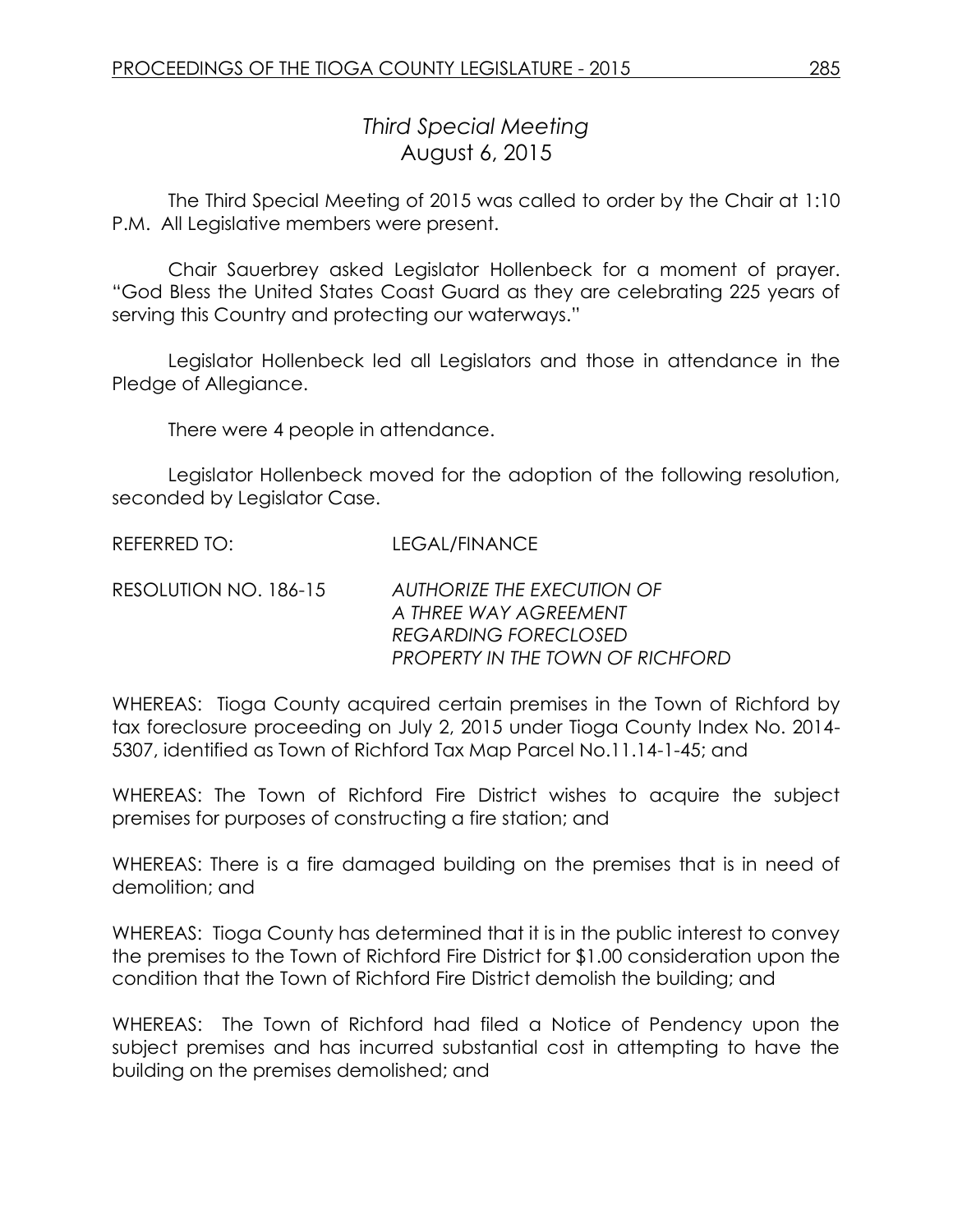# *Third Special Meeting*
## August 6, 2015

The Third Special Meeting of 2015 was called to order by the Chair at 1:10 P.M. All Legislative members were present.

Chair Sauerbrey asked Legislator Hollenbeck for a moment of prayer. "God Bless the United States Coast Guard as they are celebrating 225 years of serving this Country and protecting our waterways."

Legislator Hollenbeck led all Legislators and those in attendance in the Pledge of Allegiance.

There were 4 people in attendance.

Legislator Hollenbeck moved for the adoption of the following resolution, seconded by Legislator Case.

REFERRED TO: LEGAL/FINANCE

RESOLUTION NO. 186-15 *AUTHORIZE THE EXECUTION OF A THREE WAY AGREEMENT REGARDING FORECLOSED PROPERTY IN THE TOWN OF RICHFORD*

WHEREAS: Tioga County acquired certain premises in the Town of Richford by tax foreclosure proceeding on July 2, 2015 under Tioga County Index No. 2014-5307, identified as Town of Richford Tax Map Parcel No.11.14-1-45; and

WHEREAS: The Town of Richford Fire District wishes to acquire the subject premises for purposes of constructing a fire station; and

WHEREAS: There is a fire damaged building on the premises that is in need of demolition; and

WHEREAS: Tioga County has determined that it is in the public interest to convey the premises to the Town of Richford Fire District for $1.00 consideration upon the condition that the Town of Richford Fire District demolish the building; and

WHEREAS: The Town of Richford had filed a Notice of Pendency upon the subject premises and has incurred substantial cost in attempting to have the building on the premises demolished; and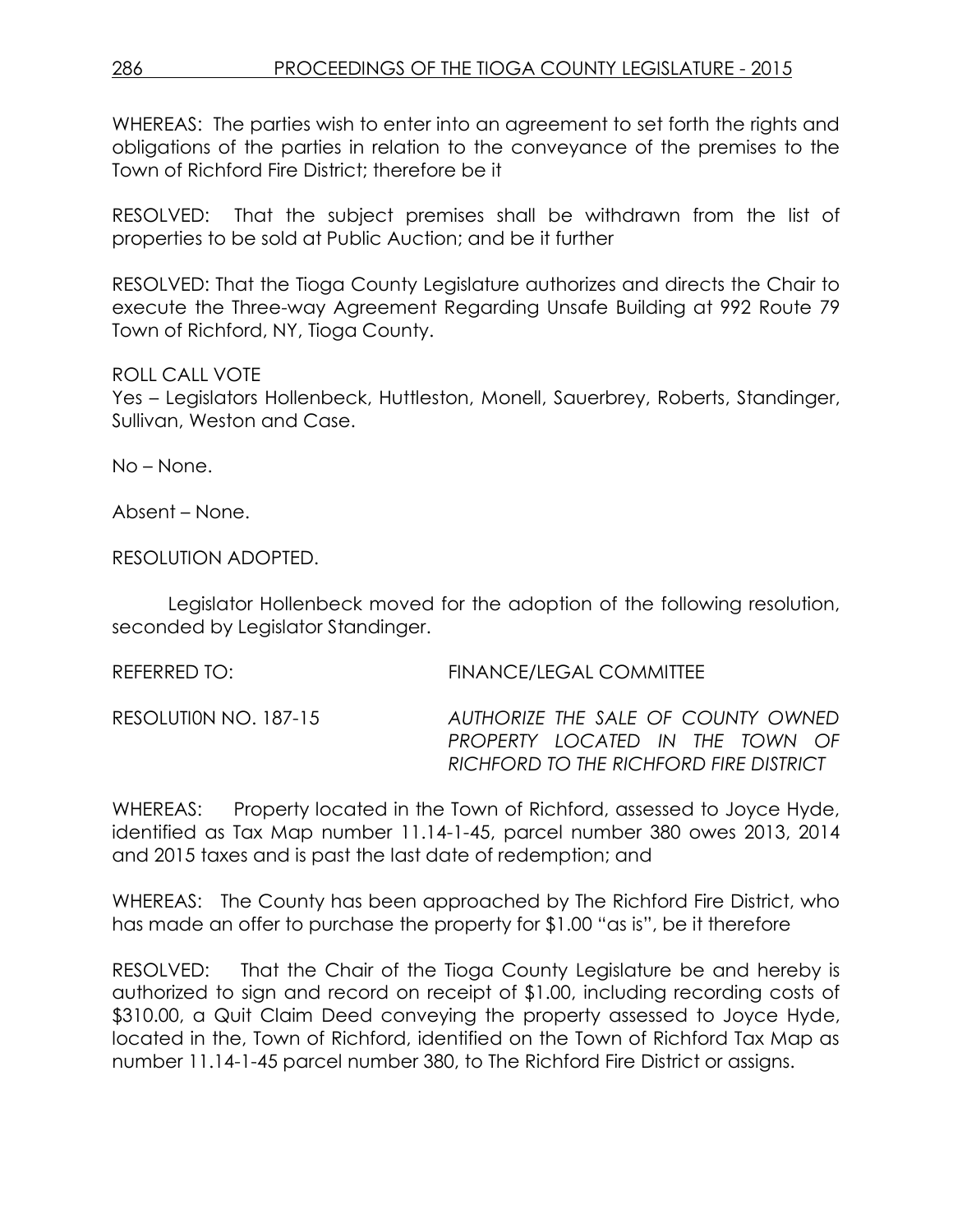WHEREAS: The parties wish to enter into an agreement to set forth the rights and obligations of the parties in relation to the conveyance of the premises to the Town of Richford Fire District; therefore be it

RESOLVED: That the subject premises shall be withdrawn from the list of properties to be sold at Public Auction; and be it further

RESOLVED: That the Tioga County Legislature authorizes and directs the Chair to execute the Three-way Agreement Regarding Unsafe Building at 992 Route 79 Town of Richford, NY, Tioga County.

ROLL CALL VOTE
Yes – Legislators Hollenbeck, Huttleston, Monell, Sauerbrey, Roberts, Standinger, Sullivan, Weston and Case.

No – None.

Absent – None.

RESOLUTION ADOPTED.

Legislator Hollenbeck moved for the adoption of the following resolution, seconded by Legislator Standinger.

REFERRED TO: FINANCE/LEGAL COMMITTEE

RESOLUTI0N NO. 187-15 *AUTHORIZE THE SALE OF COUNTY OWNED PROPERTY LOCATED IN THE TOWN OF RICHFORD TO THE RICHFORD FIRE DISTRICT*

WHEREAS: Property located in the Town of Richford, assessed to Joyce Hyde, identified as Tax Map number 11.14-1-45, parcel number 380 owes 2013, 2014 and 2015 taxes and is past the last date of redemption; and

WHEREAS: The County has been approached by The Richford Fire District, who has made an offer to purchase the property for $1.00 "as is", be it therefore

RESOLVED: That the Chair of the Tioga County Legislature be and hereby is authorized to sign and record on receipt of $1.00, including recording costs of $310.00, a Quit Claim Deed conveying the property assessed to Joyce Hyde, located in the, Town of Richford, identified on the Town of Richford Tax Map as number 11.14-1-45 parcel number 380, to The Richford Fire District or assigns.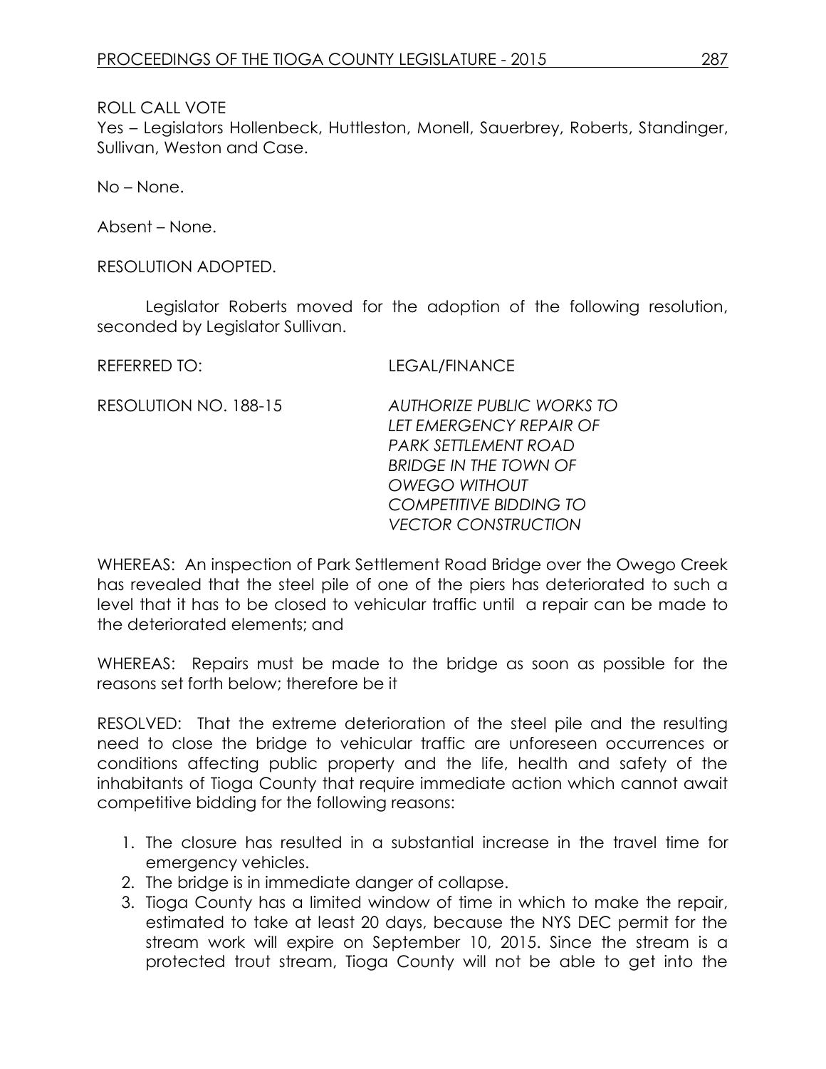ROLL CALL VOTE

Yes – Legislators Hollenbeck, Huttleston, Monell, Sauerbrey, Roberts, Standinger, Sullivan, Weston and Case.

No – None.

Absent – None.

RESOLUTION ADOPTED.

Legislator Roberts moved for the adoption of the following resolution, seconded by Legislator Sullivan.

REFERRED TO: LEGAL/FINANCE

RESOLUTION NO. 188-15 *AUTHORIZE PUBLIC WORKS TO LET EMERGENCY REPAIR OF PARK SETTLEMENT ROAD BRIDGE IN THE TOWN OF OWEGO WITHOUT COMPETITIVE BIDDING TO VECTOR CONSTRUCTION*

WHEREAS: An inspection of Park Settlement Road Bridge over the Owego Creek has revealed that the steel pile of one of the piers has deteriorated to such a level that it has to be closed to vehicular traffic until a repair can be made to the deteriorated elements; and

WHEREAS: Repairs must be made to the bridge as soon as possible for the reasons set forth below; therefore be it

RESOLVED: That the extreme deterioration of the steel pile and the resulting need to close the bridge to vehicular traffic are unforeseen occurrences or conditions affecting public property and the life, health and safety of the inhabitants of Tioga County that require immediate action which cannot await competitive bidding for the following reasons:

1. The closure has resulted in a substantial increase in the travel time for emergency vehicles.
2. The bridge is in immediate danger of collapse.
3. Tioga County has a limited window of time in which to make the repair, estimated to take at least 20 days, because the NYS DEC permit for the stream work will expire on September 10, 2015. Since the stream is a protected trout stream, Tioga County will not be able to get into the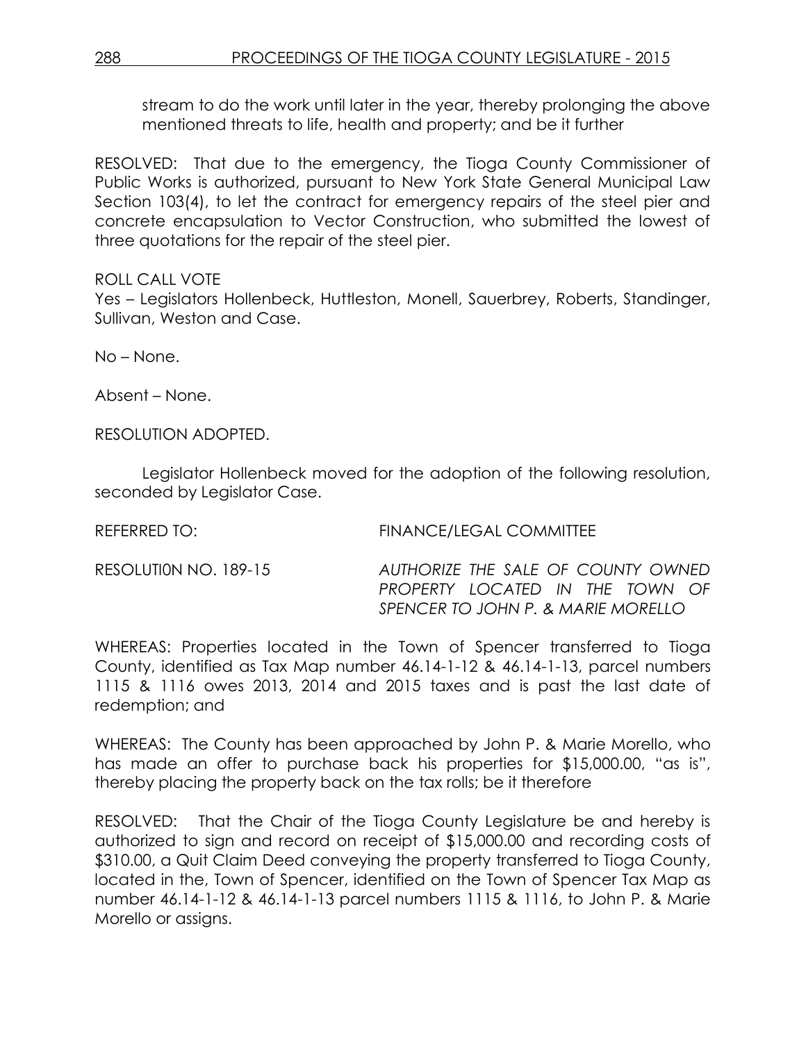stream to do the work until later in the year, thereby prolonging the above mentioned threats to life, health and property; and be it further

RESOLVED: That due to the emergency, the Tioga County Commissioner of Public Works is authorized, pursuant to New York State General Municipal Law Section 103(4), to let the contract for emergency repairs of the steel pier and concrete encapsulation to Vector Construction, who submitted the lowest of three quotations for the repair of the steel pier.

ROLL CALL VOTE
Yes – Legislators Hollenbeck, Huttleston, Monell, Sauerbrey, Roberts, Standinger, Sullivan, Weston and Case.

No – None.

Absent – None.

RESOLUTION ADOPTED.

Legislator Hollenbeck moved for the adoption of the following resolution, seconded by Legislator Case.

REFERRED TO: FINANCE/LEGAL COMMITTEE

RESOLUTI0N NO. 189-15 *AUTHORIZE THE SALE OF COUNTY OWNED PROPERTY LOCATED IN THE TOWN OF SPENCER TO JOHN P. & MARIE MORELLO*

WHEREAS: Properties located in the Town of Spencer transferred to Tioga County, identified as Tax Map number 46.14-1-12 & 46.14-1-13, parcel numbers 1115 & 1116 owes 2013, 2014 and 2015 taxes and is past the last date of redemption; and

WHEREAS: The County has been approached by John P. & Marie Morello, who has made an offer to purchase back his properties for $15,000.00, "as is", thereby placing the property back on the tax rolls; be it therefore

RESOLVED: That the Chair of the Tioga County Legislature be and hereby is authorized to sign and record on receipt of $15,000.00 and recording costs of $310.00, a Quit Claim Deed conveying the property transferred to Tioga County, located in the, Town of Spencer, identified on the Town of Spencer Tax Map as number 46.14-1-12 & 46.14-1-13 parcel numbers 1115 & 1116, to John P. & Marie Morello or assigns.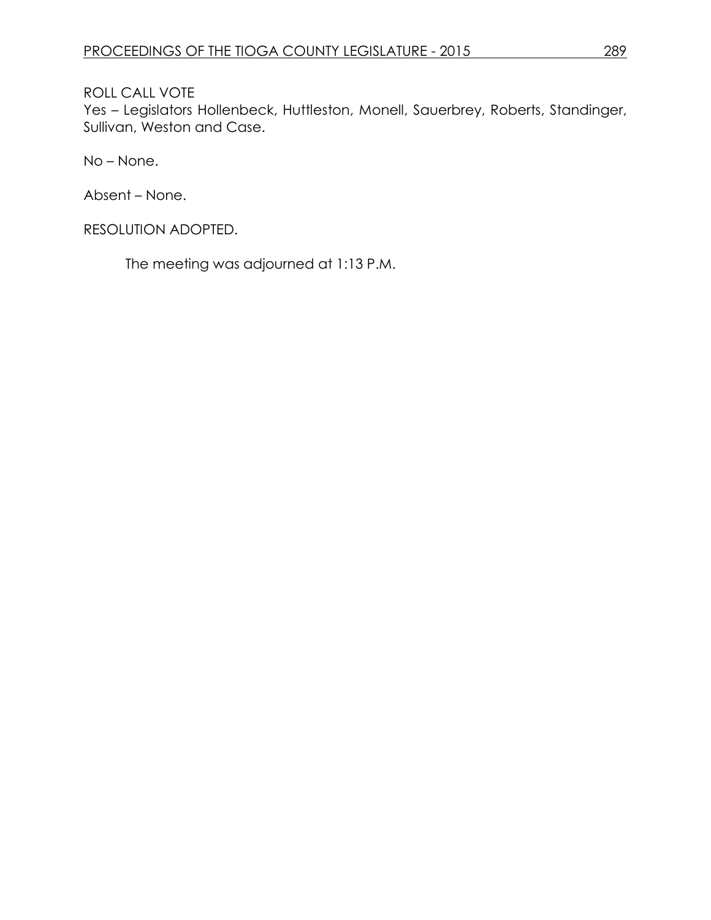ROLL CALL VOTE
Yes – Legislators Hollenbeck, Huttleston, Monell, Sauerbrey, Roberts, Standinger, Sullivan, Weston and Case.

No – None.

Absent – None.

RESOLUTION ADOPTED.

The meeting was adjourned at 1:13 P.M.